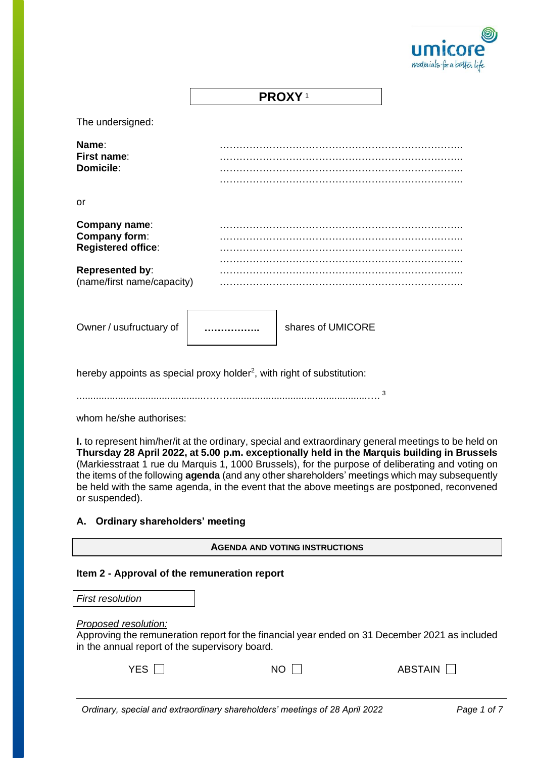# PROXY [1]

The undersigned:

**Name**: ……………………………………………………………………..
**First name**: ……………………………………………………………………..
**Domicile**: ……………………………………………………………………..
……………………………………………………………………..

or

**Company name**: ……………………………………………………………………..
**Company form**: ……………………………………………………………………..
**Registered office**: ……………………………………………………………………..
……………………………………………………………………..
**Represented by**: ……………………………………………………………………..
(name/first name/capacity) ……………………………………………………………………..

Owner / usufructuary of ……………. shares of UMICORE

hereby appoints as special proxy holder[2], with right of substitution:

……………………………………………………………………………………….[3]

whom he/she authorises:

**I.** to represent him/her/it at the ordinary, special and extraordinary general meetings to be held on **Thursday 28 April 2022, at 5.00 p.m. exceptionally held in the Marquis building in Brussels** (Markiesstraat 1 rue du Marquis 1, 1000 Brussels), for the purpose of deliberating and voting on the items of the following **agenda** (and any other shareholders' meetings which may subsequently be held with the same agenda, in the event that the above meetings are postponed, reconvened or suspended).

## A. Ordinary shareholders' meeting

**AGENDA AND VOTING INSTRUCTIONS**

### Item 2 - Approval of the remuneration report

*First resolution*

*Proposed resolution:*
Approving the remuneration report for the financial year ended on 31 December 2021 as included in the annual report of the supervisory board.

YES ☐ NO ☐ ABSTAIN ☐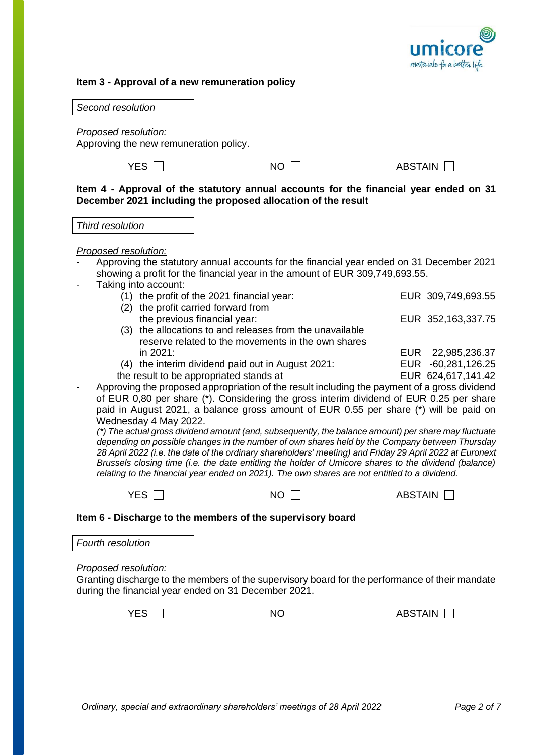**Item 3 - Approval of a new remuneration policy**

*Second resolution*

*Proposed resolution:*
Approving the new remuneration policy.

YES ☐ NO ☐ ABSTAIN ☐

**Item 4 - Approval of the statutory annual accounts for the financial year ended on 31 December 2021 including the proposed allocation of the result**

*Third resolution*

*Proposed resolution:*

- Approving the statutory annual accounts for the financial year ended on 31 December 2021 showing a profit for the financial year in the amount of EUR 309,749,693.55.
- Taking into account:

| | |
|---|---|
| (1) the profit of the 2021 financial year: | EUR 309,749,693.55 |
| (2) the profit carried forward from the previous financial year: | EUR 352,163,337.75 |
| (3) the allocations to and releases from the unavailable reserve related to the movements in the own shares in 2021: | EUR 22,985,236.37 |
| (4) the interim dividend paid out in August 2021: | EUR -60,281,126.25 |
| the result to be appropriated stands at | EUR 624,617,141.42 |

- Approving the proposed appropriation of the result including the payment of a gross dividend of EUR 0,80 per share (*). Considering the gross interim dividend of EUR 0.25 per share paid in August 2021, a balance gross amount of EUR 0.55 per share (*) will be paid on Wednesday 4 May 2022.

  *(*) The actual gross dividend amount (and, subsequently, the balance amount) per share may fluctuate depending on possible changes in the number of own shares held by the Company between Thursday 28 April 2022 (i.e. the date of the ordinary shareholders' meeting) and Friday 29 April 2022 at Euronext Brussels closing time (i.e. the date entitling the holder of Umicore shares to the dividend (balance) relating to the financial year ended on 2021). The own shares are not entitled to a dividend.*

YES ☐ NO ☐ ABSTAIN ☐

**Item 6 - Discharge to the members of the supervisory board**

*Fourth resolution*

*Proposed resolution:*
Granting discharge to the members of the supervisory board for the performance of their mandate during the financial year ended on 31 December 2021.

YES ☐ NO ☐ ABSTAIN ☐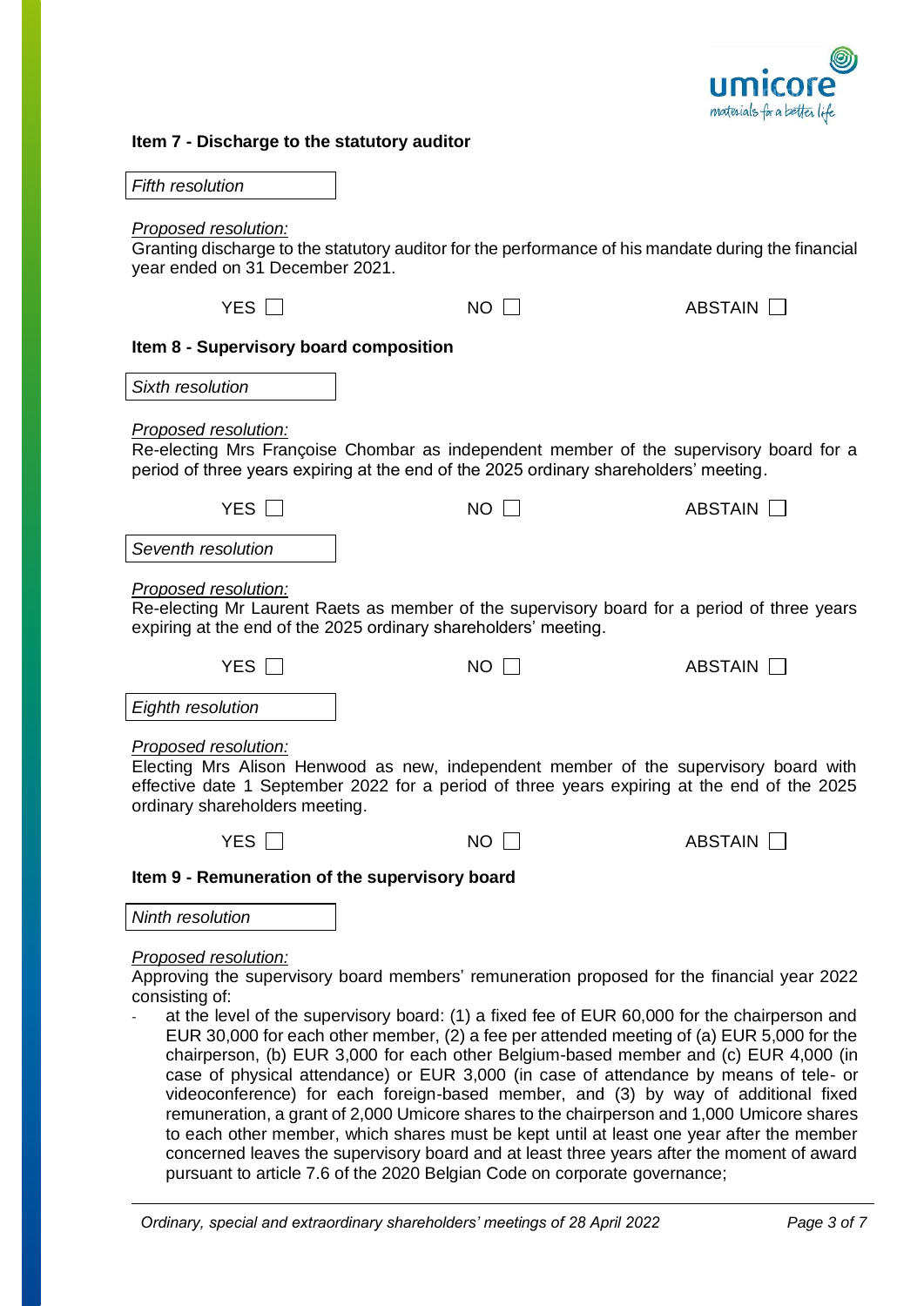### Item 7 - Discharge to the statutory auditor

*Fifth resolution*

*Proposed resolution:*
Granting discharge to the statutory auditor for the performance of his mandate during the financial year ended on 31 December 2021.

YES ☐ NO ☐ ABSTAIN ☐

### Item 8 - Supervisory board composition

*Sixth resolution*

*Proposed resolution:*
Re-electing Mrs Françoise Chombar as independent member of the supervisory board for a period of three years expiring at the end of the 2025 ordinary shareholders' meeting.

YES ☐ NO ☐ ABSTAIN ☐

*Seventh resolution*

*Proposed resolution:*
Re-electing Mr Laurent Raets as member of the supervisory board for a period of three years expiring at the end of the 2025 ordinary shareholders' meeting.

YES ☐ NO ☐ ABSTAIN ☐

*Eighth resolution*

*Proposed resolution:*
Electing Mrs Alison Henwood as new, independent member of the supervisory board with effective date 1 September 2022 for a period of three years expiring at the end of the 2025 ordinary shareholders meeting.

YES ☐ NO ☐ ABSTAIN ☐

### Item 9 - Remuneration of the supervisory board

*Ninth resolution*

*Proposed resolution:*
Approving the supervisory board members' remuneration proposed for the financial year 2022 consisting of:

- at the level of the supervisory board: (1) a fixed fee of EUR 60,000 for the chairperson and EUR 30,000 for each other member, (2) a fee per attended meeting of (a) EUR 5,000 for the chairperson, (b) EUR 3,000 for each other Belgium-based member and (c) EUR 4,000 (in case of physical attendance) or EUR 3,000 (in case of attendance by means of tele- or videoconference) for each foreign-based member, and (3) by way of additional fixed remuneration, a grant of 2,000 Umicore shares to the chairperson and 1,000 Umicore shares to each other member, which shares must be kept until at least one year after the member concerned leaves the supervisory board and at least three years after the moment of award pursuant to article 7.6 of the 2020 Belgian Code on corporate governance;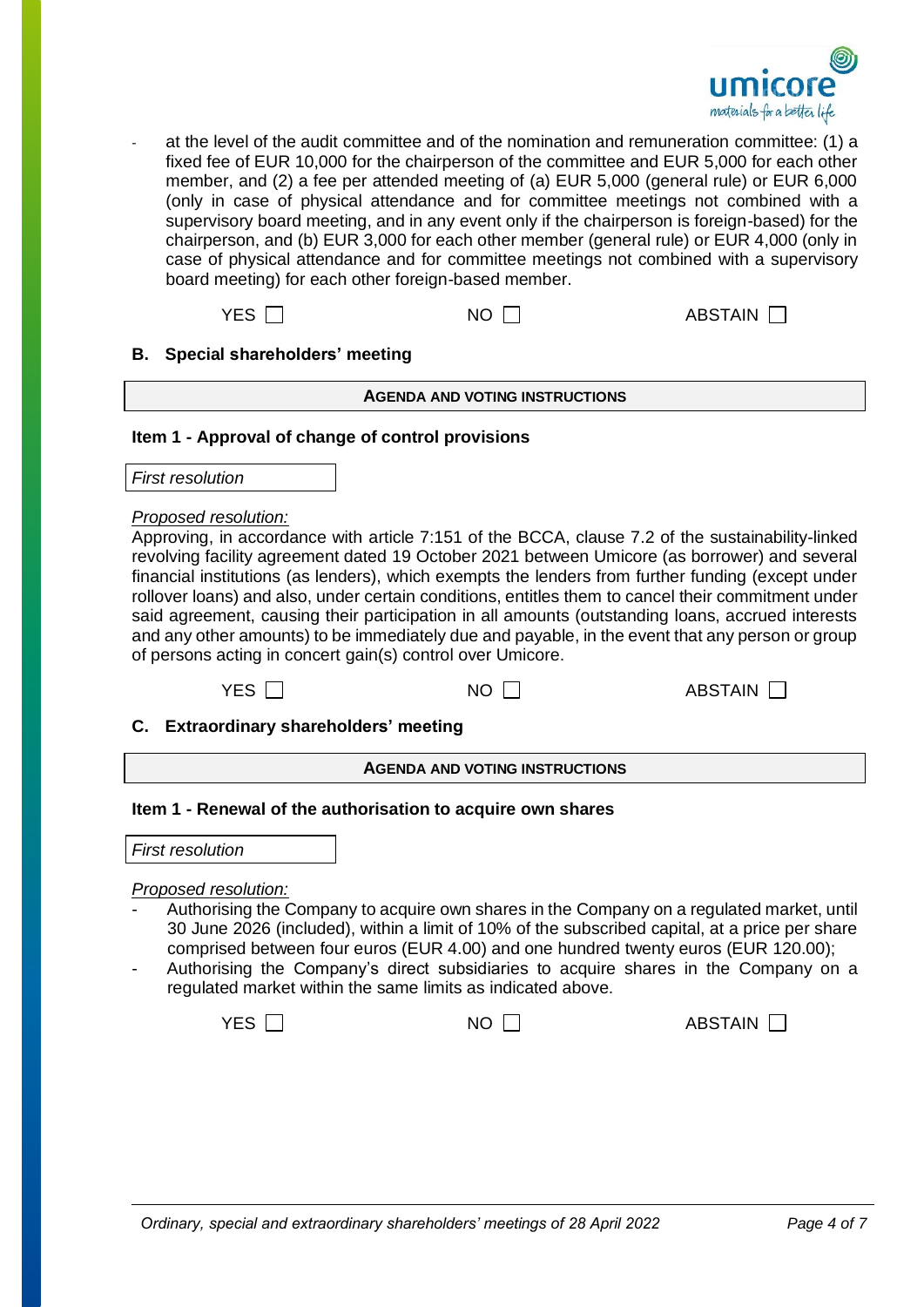- at the level of the audit committee and of the nomination and remuneration committee: (1) a fixed fee of EUR 10,000 for the chairperson of the committee and EUR 5,000 for each other member, and (2) a fee per attended meeting of (a) EUR 5,000 (general rule) or EUR 6,000 (only in case of physical attendance and for committee meetings not combined with a supervisory board meeting, and in any event only if the chairperson is foreign-based) for the chairperson, and (b) EUR 3,000 for each other member (general rule) or EUR 4,000 (only in case of physical attendance and for committee meetings not combined with a supervisory board meeting) for each other foreign-based member.

YES ☐ NO ☐ ABSTAIN ☐

### B. Special shareholders' meeting

**AGENDA AND VOTING INSTRUCTIONS**

#### Item 1 - Approval of change of control provisions

*First resolution*

*Proposed resolution:*

Approving, in accordance with article 7:151 of the BCCA, clause 7.2 of the sustainability-linked revolving facility agreement dated 19 October 2021 between Umicore (as borrower) and several financial institutions (as lenders), which exempts the lenders from further funding (except under rollover loans) and also, under certain conditions, entitles them to cancel their commitment under said agreement, causing their participation in all amounts (outstanding loans, accrued interests and any other amounts) to be immediately due and payable, in the event that any person or group of persons acting in concert gain(s) control over Umicore.

YES ☐ NO ☐ ABSTAIN ☐

### C. Extraordinary shareholders' meeting

**AGENDA AND VOTING INSTRUCTIONS**

#### Item 1 - Renewal of the authorisation to acquire own shares

*First resolution*

*Proposed resolution:*

- Authorising the Company to acquire own shares in the Company on a regulated market, until 30 June 2026 (included), within a limit of 10% of the subscribed capital, at a price per share comprised between four euros (EUR 4.00) and one hundred twenty euros (EUR 120.00);
- Authorising the Company's direct subsidiaries to acquire shares in the Company on a regulated market within the same limits as indicated above.

YES ☐ NO ☐ ABSTAIN ☐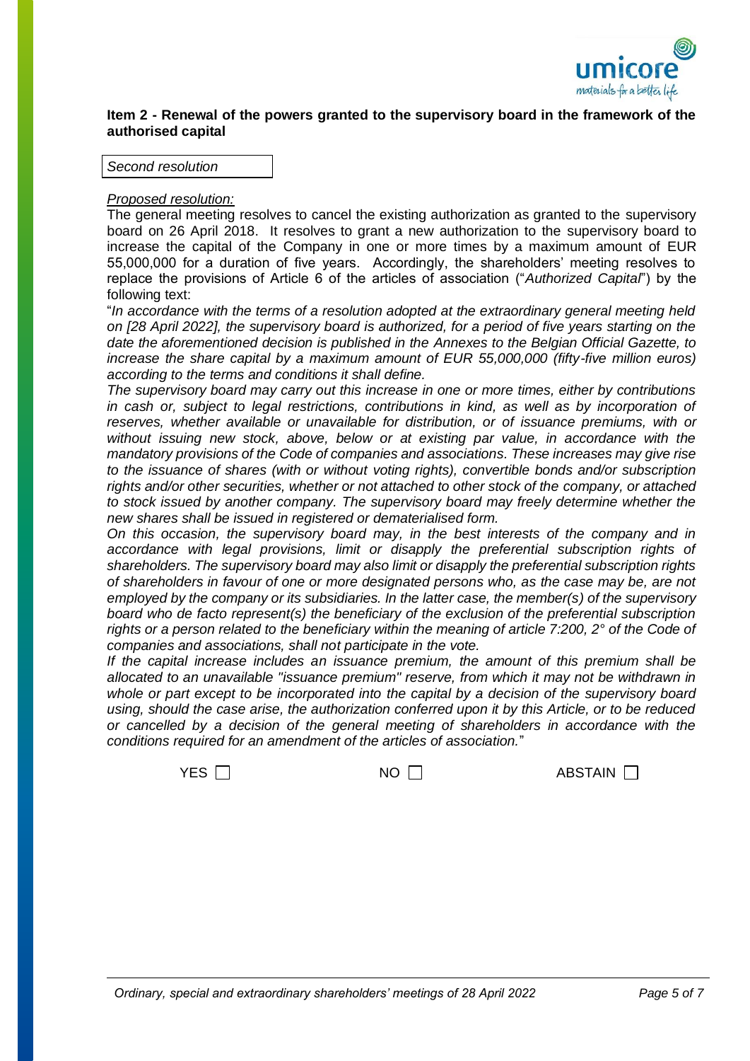**Item 2 - Renewal of the powers granted to the supervisory board in the framework of the authorised capital**

*Second resolution*

*Proposed resolution:*

The general meeting resolves to cancel the existing authorization as granted to the supervisory board on 26 April 2018. It resolves to grant a new authorization to the supervisory board to increase the capital of the Company in one or more times by a maximum amount of EUR 55,000,000 for a duration of five years. Accordingly, the shareholders' meeting resolves to replace the provisions of Article 6 of the articles of association ("*Authorized Capital*") by the following text:

"*In accordance with the terms of a resolution adopted at the extraordinary general meeting held on [28 April 2022], the supervisory board is authorized, for a period of five years starting on the date the aforementioned decision is published in the Annexes to the Belgian Official Gazette, to increase the share capital by a maximum amount of EUR 55,000,000 (fifty-five million euros) according to the terms and conditions it shall define.*

*The supervisory board may carry out this increase in one or more times, either by contributions in cash or, subject to legal restrictions, contributions in kind, as well as by incorporation of reserves, whether available or unavailable for distribution, or of issuance premiums, with or without issuing new stock, above, below or at existing par value, in accordance with the mandatory provisions of the Code of companies and associations. These increases may give rise to the issuance of shares (with or without voting rights), convertible bonds and/or subscription rights and/or other securities, whether or not attached to other stock of the company, or attached to stock issued by another company. The supervisory board may freely determine whether the new shares shall be issued in registered or dematerialised form.*

*On this occasion, the supervisory board may, in the best interests of the company and in accordance with legal provisions, limit or disapply the preferential subscription rights of shareholders. The supervisory board may also limit or disapply the preferential subscription rights of shareholders in favour of one or more designated persons who, as the case may be, are not employed by the company or its subsidiaries. In the latter case, the member(s) of the supervisory board who de facto represent(s) the beneficiary of the exclusion of the preferential subscription rights or a person related to the beneficiary within the meaning of article 7:200, 2° of the Code of companies and associations, shall not participate in the vote.*

*If the capital increase includes an issuance premium, the amount of this premium shall be allocated to an unavailable "issuance premium" reserve, from which it may not be withdrawn in whole or part except to be incorporated into the capital by a decision of the supervisory board using, should the case arise, the authorization conferred upon it by this Article, or to be reduced or cancelled by a decision of the general meeting of shareholders in accordance with the conditions required for an amendment of the articles of association.*"

YES ☐ NO ☐ ABSTAIN ☐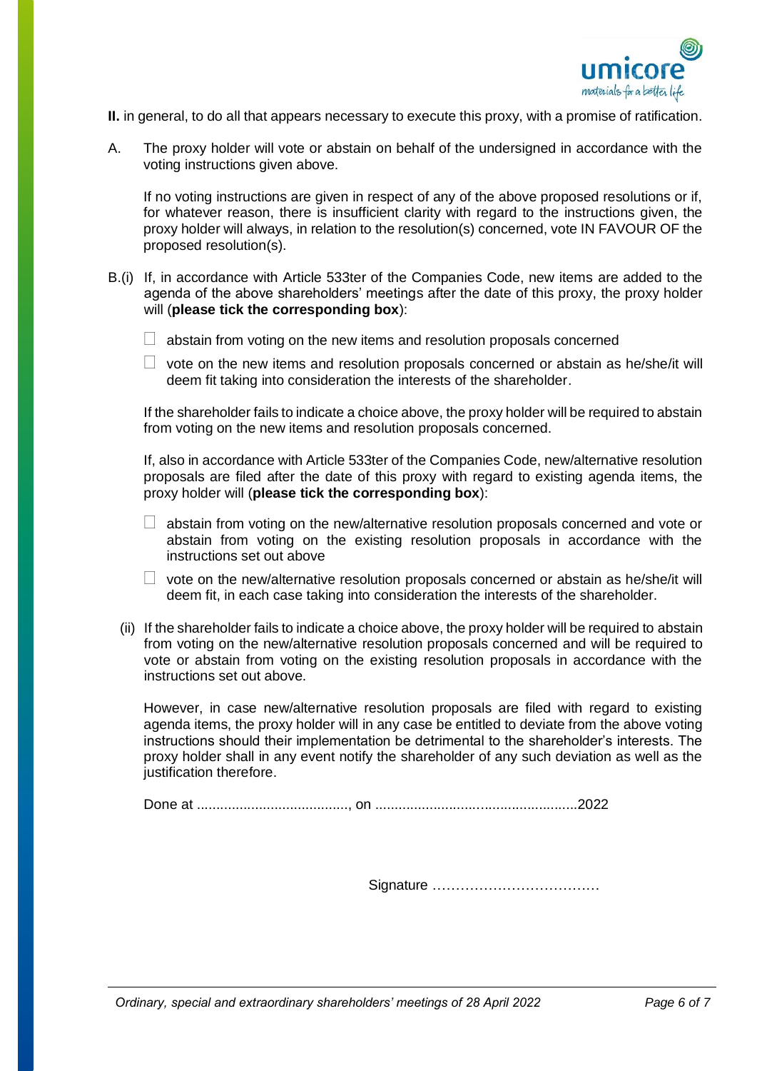**II.** in general, to do all that appears necessary to execute this proxy, with a promise of ratification.

A. The proxy holder will vote or abstain on behalf of the undersigned in accordance with the voting instructions given above.

If no voting instructions are given in respect of any of the above proposed resolutions or if, for whatever reason, there is insufficient clarity with regard to the instructions given, the proxy holder will always, in relation to the resolution(s) concerned, vote IN FAVOUR OF the proposed resolution(s).

B.(i) If, in accordance with Article 533ter of the Companies Code, new items are added to the agenda of the above shareholders' meetings after the date of this proxy, the proxy holder will (**please tick the corresponding box**):

- ☐ abstain from voting on the new items and resolution proposals concerned
- ☐ vote on the new items and resolution proposals concerned or abstain as he/she/it will deem fit taking into consideration the interests of the shareholder.

If the shareholder fails to indicate a choice above, the proxy holder will be required to abstain from voting on the new items and resolution proposals concerned.

If, also in accordance with Article 533ter of the Companies Code, new/alternative resolution proposals are filed after the date of this proxy with regard to existing agenda items, the proxy holder will (**please tick the corresponding box**):

- ☐ abstain from voting on the new/alternative resolution proposals concerned and vote or abstain from voting on the existing resolution proposals in accordance with the instructions set out above
- ☐ vote on the new/alternative resolution proposals concerned or abstain as he/she/it will deem fit, in each case taking into consideration the interests of the shareholder.

(ii) If the shareholder fails to indicate a choice above, the proxy holder will be required to abstain from voting on the new/alternative resolution proposals concerned and will be required to vote or abstain from voting on the existing resolution proposals in accordance with the instructions set out above.

However, in case new/alternative resolution proposals are filed with regard to existing agenda items, the proxy holder will in any case be entitled to deviate from the above voting instructions should their implementation be detrimental to the shareholder's interests. The proxy holder shall in any event notify the shareholder of any such deviation as well as the justification therefore.

Done at ......................................., on ....................................................2022

Signature ………………………………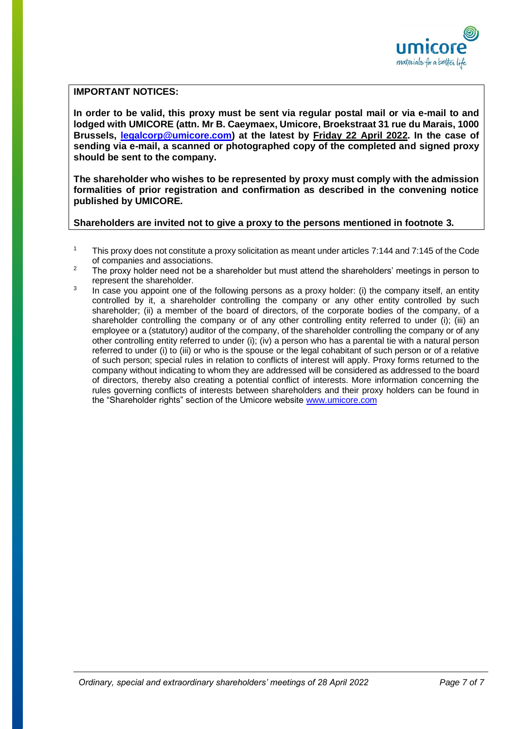**IMPORTANT NOTICES:**

**In order to be valid, this proxy must be sent via regular postal mail or via e-mail to and lodged with UMICORE (attn. Mr B. Caeymaex, Umicore, Broekstraat 31 rue du Marais, 1000 Brussels, legalcorp@umicore.com) at the latest by Friday 22 April 2022. In the case of sending via e-mail, a scanned or photographed copy of the completed and signed proxy should be sent to the company.**

**The shareholder who wishes to be represented by proxy must comply with the admission formalities of prior registration and confirmation as described in the convening notice published by UMICORE.**

**Shareholders are invited not to give a proxy to the persons mentioned in footnote 3.**

[1] This proxy does not constitute a proxy solicitation as meant under articles 7:144 and 7:145 of the Code of companies and associations.

[2] The proxy holder need not be a shareholder but must attend the shareholders' meetings in person to represent the shareholder.

[3] In case you appoint one of the following persons as a proxy holder: (i) the company itself, an entity controlled by it, a shareholder controlling the company or any other entity controlled by such shareholder; (ii) a member of the board of directors, of the corporate bodies of the company, of a shareholder controlling the company or of any other controlling entity referred to under (i); (iii) an employee or a (statutory) auditor of the company, of the shareholder controlling the company or of any other controlling entity referred to under (i); (iv) a person who has a parental tie with a natural person referred to under (i) to (iii) or who is the spouse or the legal cohabitant of such person or of a relative of such person; special rules in relation to conflicts of interest will apply. Proxy forms returned to the company without indicating to whom they are addressed will be considered as addressed to the board of directors, thereby also creating a potential conflict of interests. More information concerning the rules governing conflicts of interests between shareholders and their proxy holders can be found in the "Shareholder rights" section of the Umicore website www.umicore.com